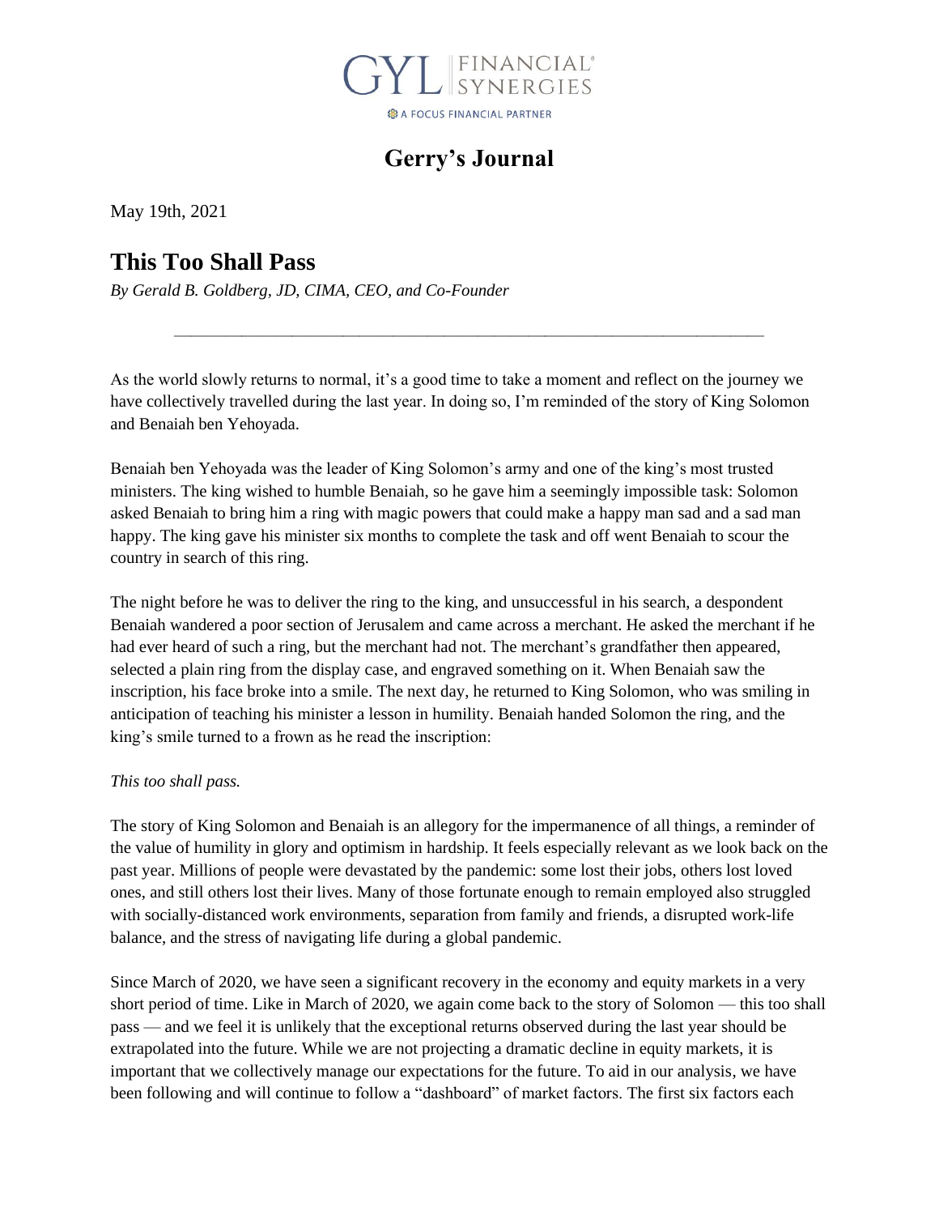GYL FINANCIAL® SYNERGIES

A FOCUS FINANCIAL PARTNER

# Gerry's Journal

May 19th, 2021

## This Too Shall Pass

*By Gerald B. Goldberg, JD, CIMA, CEO, and Co-Founder*

---

As the world slowly returns to normal, it's a good time to take a moment and reflect on the journey we have collectively travelled during the last year. In doing so, I'm reminded of the story of King Solomon and Benaiah ben Yehoyada.

Benaiah ben Yehoyada was the leader of King Solomon's army and one of the king's most trusted ministers. The king wished to humble Benaiah, so he gave him a seemingly impossible task: Solomon asked Benaiah to bring him a ring with magic powers that could make a happy man sad and a sad man happy. The king gave his minister six months to complete the task and off went Benaiah to scour the country in search of this ring.

The night before he was to deliver the ring to the king, and unsuccessful in his search, a despondent Benaiah wandered a poor section of Jerusalem and came across a merchant. He asked the merchant if he had ever heard of such a ring, but the merchant had not. The merchant's grandfather then appeared, selected a plain ring from the display case, and engraved something on it. When Benaiah saw the inscription, his face broke into a smile. The next day, he returned to King Solomon, who was smiling in anticipation of teaching his minister a lesson in humility. Benaiah handed Solomon the ring, and the king's smile turned to a frown as he read the inscription:

*This too shall pass.*

The story of King Solomon and Benaiah is an allegory for the impermanence of all things, a reminder of the value of humility in glory and optimism in hardship. It feels especially relevant as we look back on the past year. Millions of people were devastated by the pandemic: some lost their jobs, others lost loved ones, and still others lost their lives. Many of those fortunate enough to remain employed also struggled with socially-distanced work environments, separation from family and friends, a disrupted work-life balance, and the stress of navigating life during a global pandemic.

Since March of 2020, we have seen a significant recovery in the economy and equity markets in a very short period of time. Like in March of 2020, we again come back to the story of Solomon — this too shall pass — and we feel it is unlikely that the exceptional returns observed during the last year should be extrapolated into the future. While we are not projecting a dramatic decline in equity markets, it is important that we collectively manage our expectations for the future. To aid in our analysis, we have been following and will continue to follow a "dashboard" of market factors. The first six factors each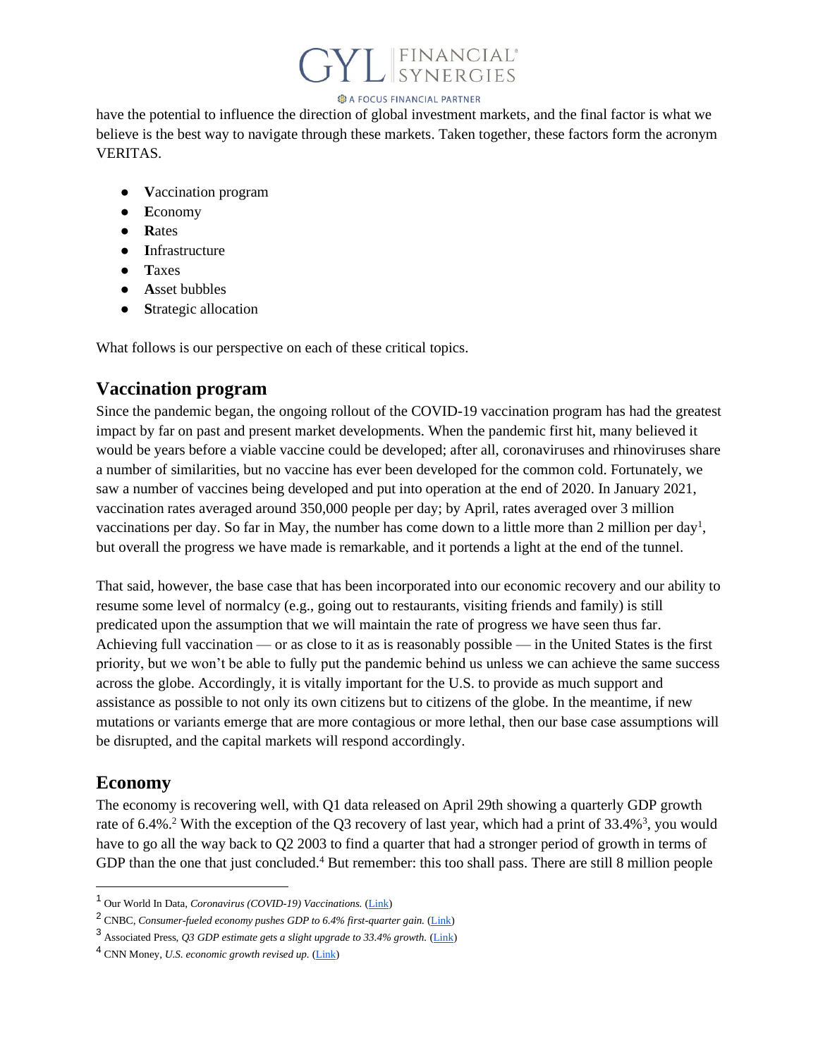have the potential to influence the direction of global investment markets, and the final factor is what we believe is the best way to navigate through these markets. Taken together, these factors form the acronym VERITAS.

- **V**accination program
- **E**conomy
- **R**ates
- **I**nfrastructure
- **T**axes
- **A**sset bubbles
- **S**trategic allocation

What follows is our perspective on each of these critical topics.

## Vaccination program

Since the pandemic began, the ongoing rollout of the COVID-19 vaccination program has had the greatest impact by far on past and present market developments. When the pandemic first hit, many believed it would be years before a viable vaccine could be developed; after all, coronaviruses and rhinoviruses share a number of similarities, but no vaccine has ever been developed for the common cold. Fortunately, we saw a number of vaccines being developed and put into operation at the end of 2020. In January 2021, vaccination rates averaged around 350,000 people per day; by April, rates averaged over 3 million vaccinations per day. So far in May, the number has come down to a little more than 2 million per day[1], but overall the progress we have made is remarkable, and it portends a light at the end of the tunnel.

That said, however, the base case that has been incorporated into our economic recovery and our ability to resume some level of normalcy (e.g., going out to restaurants, visiting friends and family) is still predicated upon the assumption that we will maintain the rate of progress we have seen thus far. Achieving full vaccination — or as close to it as is reasonably possible — in the United States is the first priority, but we won't be able to fully put the pandemic behind us unless we can achieve the same success across the globe. Accordingly, it is vitally important for the U.S. to provide as much support and assistance as possible to not only its own citizens but to citizens of the globe. In the meantime, if new mutations or variants emerge that are more contagious or more lethal, then our base case assumptions will be disrupted, and the capital markets will respond accordingly.

## Economy

The economy is recovering well, with Q1 data released on April 29th showing a quarterly GDP growth rate of 6.4%.[2] With the exception of the Q3 recovery of last year, which had a print of 33.4%[3], you would have to go all the way back to Q2 2003 to find a quarter that had a stronger period of growth in terms of GDP than the one that just concluded.[4] But remember: this too shall pass. There are still 8 million people

---

[1] Our World In Data, *Coronavirus (COVID-19) Vaccinations.* (Link)

[2] CNBC, *Consumer-fueled economy pushes GDP to 6.4% first-quarter gain.* (Link)

[3] Associated Press, *Q3 GDP estimate gets a slight upgrade to 33.4% growth.* (Link)

[4] CNN Money, *U.S. economic growth revised up.* (Link)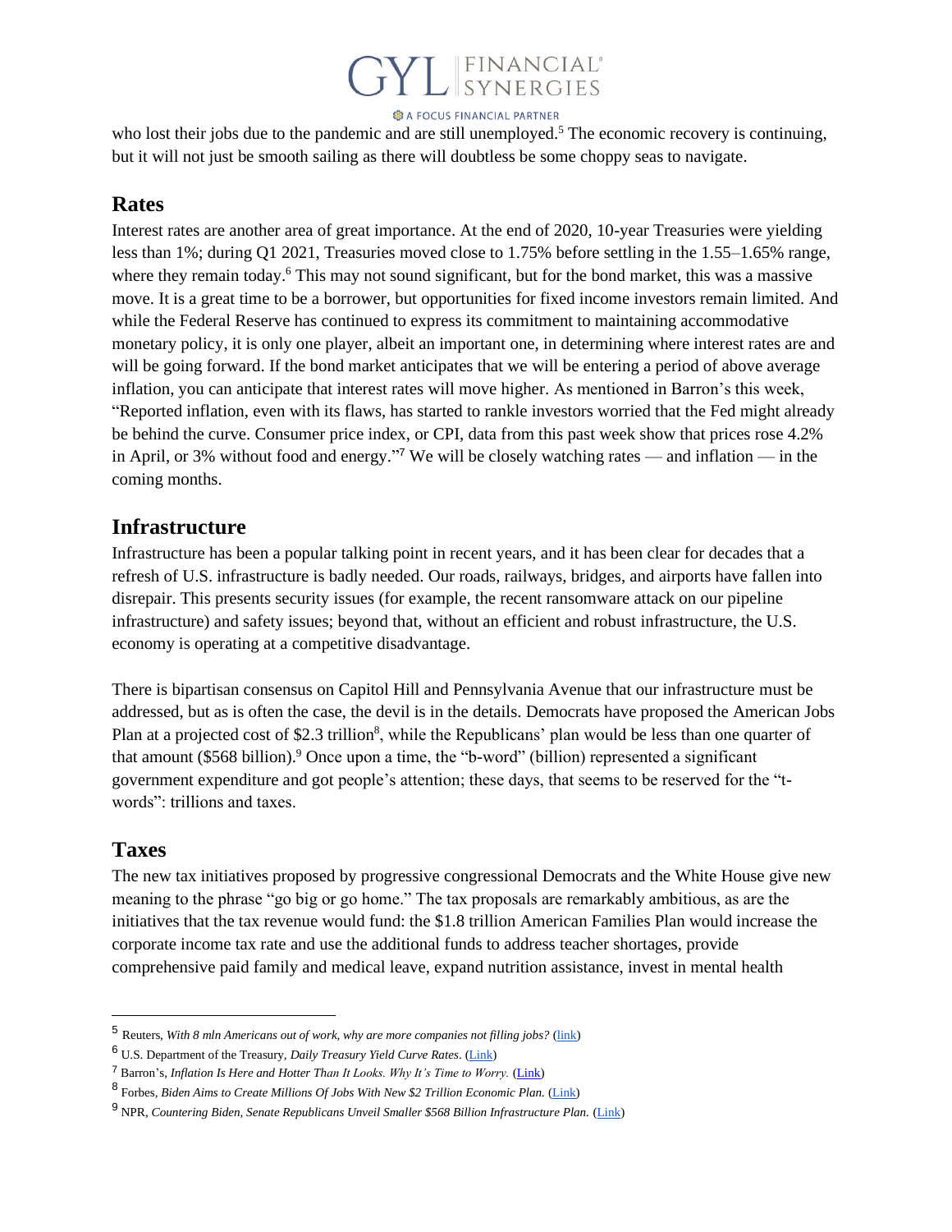who lost their jobs due to the pandemic and are still unemployed.[5] The economic recovery is continuing, but it will not just be smooth sailing as there will doubtless be some choppy seas to navigate.

## Rates

Interest rates are another area of great importance. At the end of 2020, 10-year Treasuries were yielding less than 1%; during Q1 2021, Treasuries moved close to 1.75% before settling in the 1.55–1.65% range, where they remain today.[6] This may not sound significant, but for the bond market, this was a massive move. It is a great time to be a borrower, but opportunities for fixed income investors remain limited. And while the Federal Reserve has continued to express its commitment to maintaining accommodative monetary policy, it is only one player, albeit an important one, in determining where interest rates are and will be going forward. If the bond market anticipates that we will be entering a period of above average inflation, you can anticipate that interest rates will move higher. As mentioned in Barron's this week, "Reported inflation, even with its flaws, has started to rankle investors worried that the Fed might already be behind the curve. Consumer price index, or CPI, data from this past week show that prices rose 4.2% in April, or 3% without food and energy."[7] We will be closely watching rates — and inflation — in the coming months.

## Infrastructure

Infrastructure has been a popular talking point in recent years, and it has been clear for decades that a refresh of U.S. infrastructure is badly needed. Our roads, railways, bridges, and airports have fallen into disrepair. This presents security issues (for example, the recent ransomware attack on our pipeline infrastructure) and safety issues; beyond that, without an efficient and robust infrastructure, the U.S. economy is operating at a competitive disadvantage.

There is bipartisan consensus on Capitol Hill and Pennsylvania Avenue that our infrastructure must be addressed, but as is often the case, the devil is in the details. Democrats have proposed the American Jobs Plan at a projected cost of $2.3 trillion[8], while the Republicans' plan would be less than one quarter of that amount ($568 billion).[9] Once upon a time, the "b-word" (billion) represented a significant government expenditure and got people's attention; these days, that seems to be reserved for the "t-words": trillions and taxes.

## Taxes

The new tax initiatives proposed by progressive congressional Democrats and the White House give new meaning to the phrase "go big or go home." The tax proposals are remarkably ambitious, as are the initiatives that the tax revenue would fund: the $1.8 trillion American Families Plan would increase the corporate income tax rate and use the additional funds to address teacher shortages, provide comprehensive paid family and medical leave, expand nutrition assistance, invest in mental health

---

[5] Reuters, *With 8 mln Americans out of work, why are more companies not filling jobs?* (link)

[6] U.S. Department of the Treasury, *Daily Treasury Yield Curve Rates*. (Link)

[7] Barron's, *Inflation Is Here and Hotter Than It Looks. Why It's Time to Worry.* (Link)

[8] Forbes, *Biden Aims to Create Millions Of Jobs With New $2 Trillion Economic Plan.* (Link)

[9] NPR, *Countering Biden, Senate Republicans Unveil Smaller $568 Billion Infrastructure Plan.* (Link)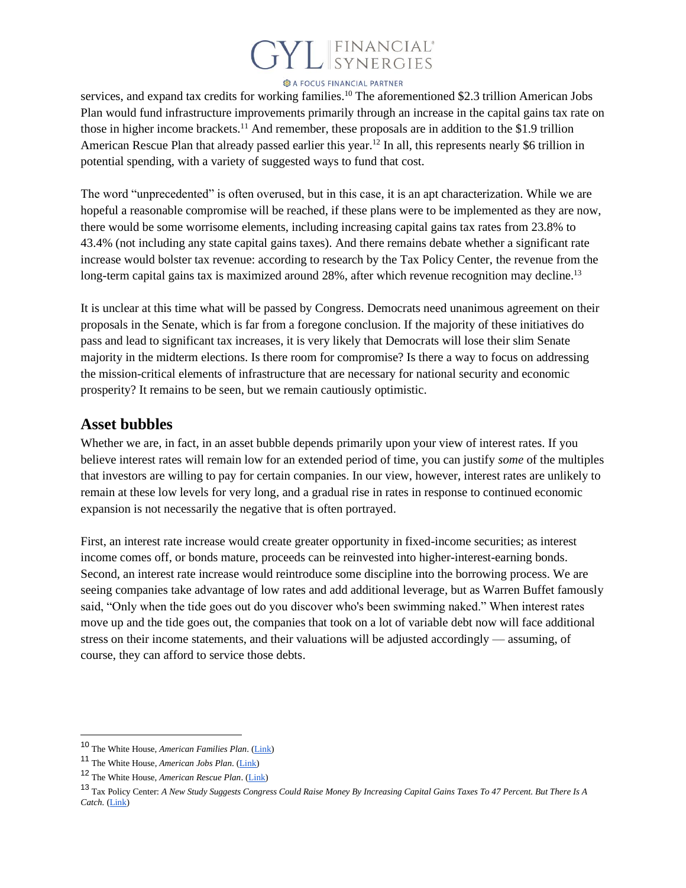services, and expand tax credits for working families.[10] The aforementioned $2.3 trillion American Jobs Plan would fund infrastructure improvements primarily through an increase in the capital gains tax rate on those in higher income brackets.[11] And remember, these proposals are in addition to the $1.9 trillion American Rescue Plan that already passed earlier this year.[12] In all, this represents nearly $6 trillion in potential spending, with a variety of suggested ways to fund that cost.

The word "unprecedented" is often overused, but in this case, it is an apt characterization. While we are hopeful a reasonable compromise will be reached, if these plans were to be implemented as they are now, there would be some worrisome elements, including increasing capital gains tax rates from 23.8% to 43.4% (not including any state capital gains taxes). And there remains debate whether a significant rate increase would bolster tax revenue: according to research by the Tax Policy Center, the revenue from the long-term capital gains tax is maximized around 28%, after which revenue recognition may decline.[13]

It is unclear at this time what will be passed by Congress. Democrats need unanimous agreement on their proposals in the Senate, which is far from a foregone conclusion. If the majority of these initiatives do pass and lead to significant tax increases, it is very likely that Democrats will lose their slim Senate majority in the midterm elections. Is there room for compromise? Is there a way to focus on addressing the mission-critical elements of infrastructure that are necessary for national security and economic prosperity? It remains to be seen, but we remain cautiously optimistic.

## Asset bubbles

Whether we are, in fact, in an asset bubble depends primarily upon your view of interest rates. If you believe interest rates will remain low for an extended period of time, you can justify *some* of the multiples that investors are willing to pay for certain companies. In our view, however, interest rates are unlikely to remain at these low levels for very long, and a gradual rise in rates in response to continued economic expansion is not necessarily the negative that is often portrayed.

First, an interest rate increase would create greater opportunity in fixed-income securities; as interest income comes off, or bonds mature, proceeds can be reinvested into higher-interest-earning bonds. Second, an interest rate increase would reintroduce some discipline into the borrowing process. We are seeing companies take advantage of low rates and add additional leverage, but as Warren Buffet famously said, "Only when the tide goes out do you discover who's been swimming naked." When interest rates move up and the tide goes out, the companies that took on a lot of variable debt now will face additional stress on their income statements, and their valuations will be adjusted accordingly — assuming, of course, they can afford to service those debts.

---

[10] The White House, *American Families Plan*. (Link)

[11] The White House, *American Jobs Plan*. (Link)

[12] The White House, *American Rescue Plan*. (Link)

[13] Tax Policy Center: *A New Study Suggests Congress Could Raise Money By Increasing Capital Gains Taxes To 47 Percent. But There Is A Catch.* (Link)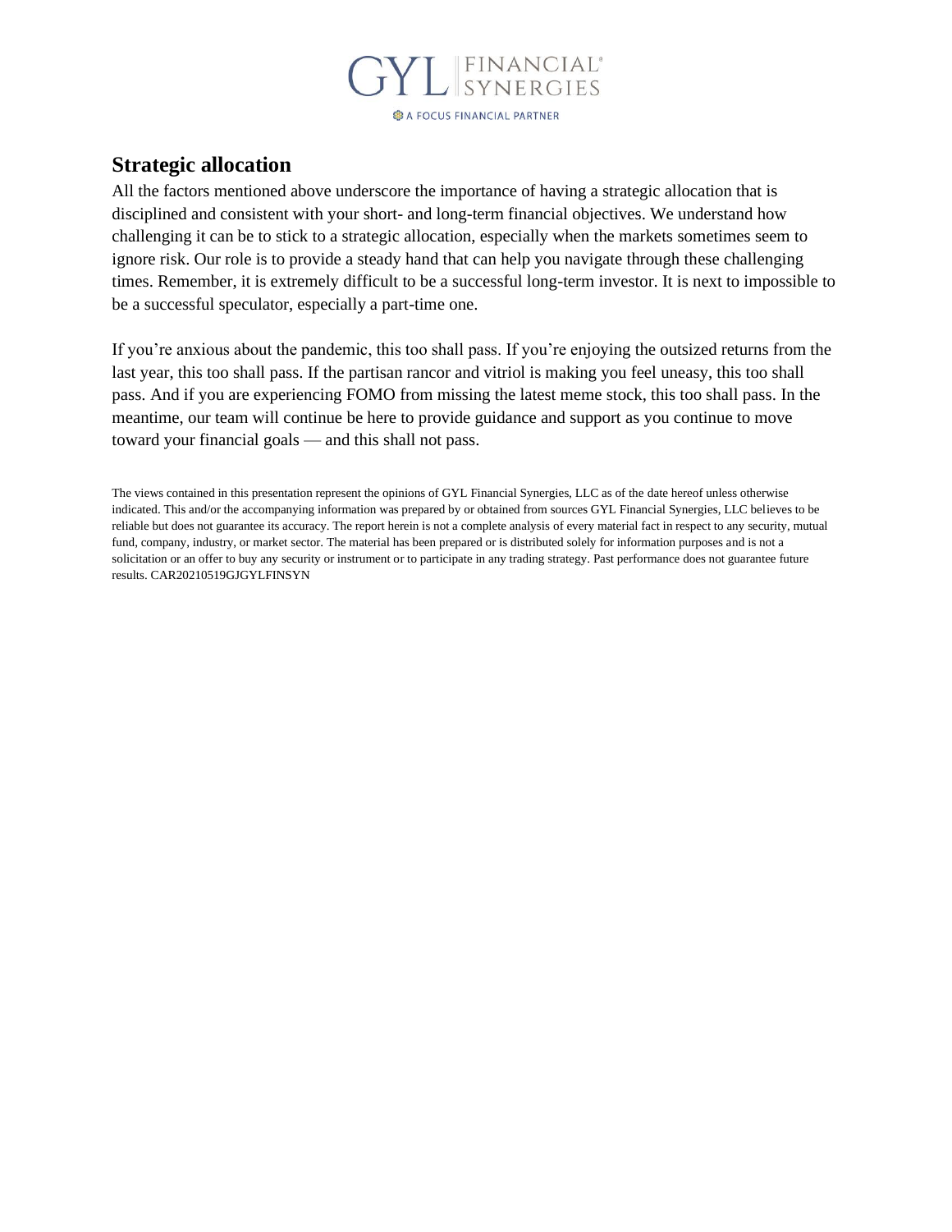## Strategic allocation

All the factors mentioned above underscore the importance of having a strategic allocation that is disciplined and consistent with your short- and long-term financial objectives. We understand how challenging it can be to stick to a strategic allocation, especially when the markets sometimes seem to ignore risk. Our role is to provide a steady hand that can help you navigate through these challenging times. Remember, it is extremely difficult to be a successful long-term investor. It is next to impossible to be a successful speculator, especially a part-time one.

If you're anxious about the pandemic, this too shall pass. If you're enjoying the outsized returns from the last year, this too shall pass. If the partisan rancor and vitriol is making you feel uneasy, this too shall pass. And if you are experiencing FOMO from missing the latest meme stock, this too shall pass. In the meantime, our team will continue be here to provide guidance and support as you continue to move toward your financial goals — and this shall not pass.

The views contained in this presentation represent the opinions of GYL Financial Synergies, LLC as of the date hereof unless otherwise indicated. This and/or the accompanying information was prepared by or obtained from sources GYL Financial Synergies, LLC believes to be reliable but does not guarantee its accuracy. The report herein is not a complete analysis of every material fact in respect to any security, mutual fund, company, industry, or market sector. The material has been prepared or is distributed solely for information purposes and is not a solicitation or an offer to buy any security or instrument or to participate in any trading strategy. Past performance does not guarantee future results. CAR20210519GJGYLFINSYN